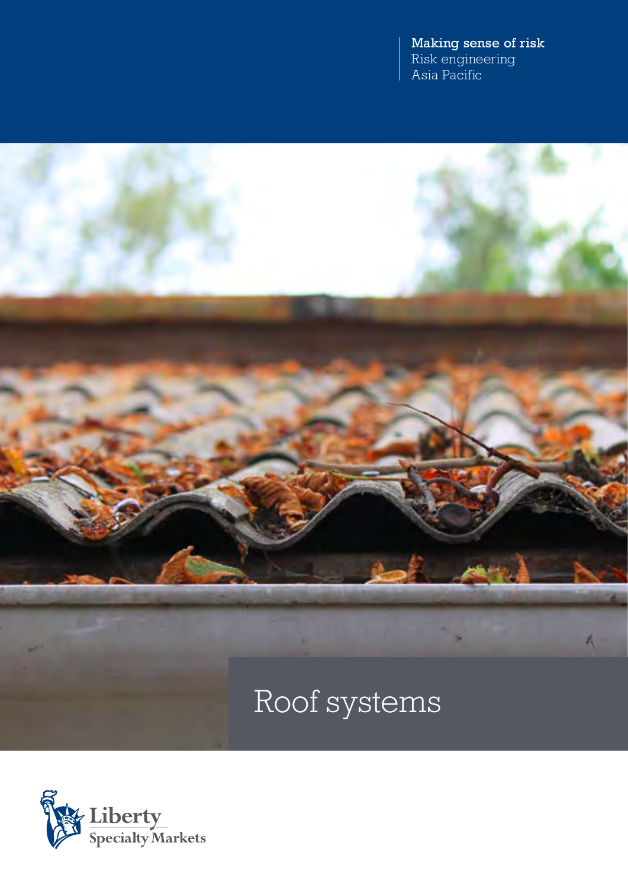Making sense of risk
Risk engineering
Asia Pacific

# Roof systems

Liberty
Specialty Markets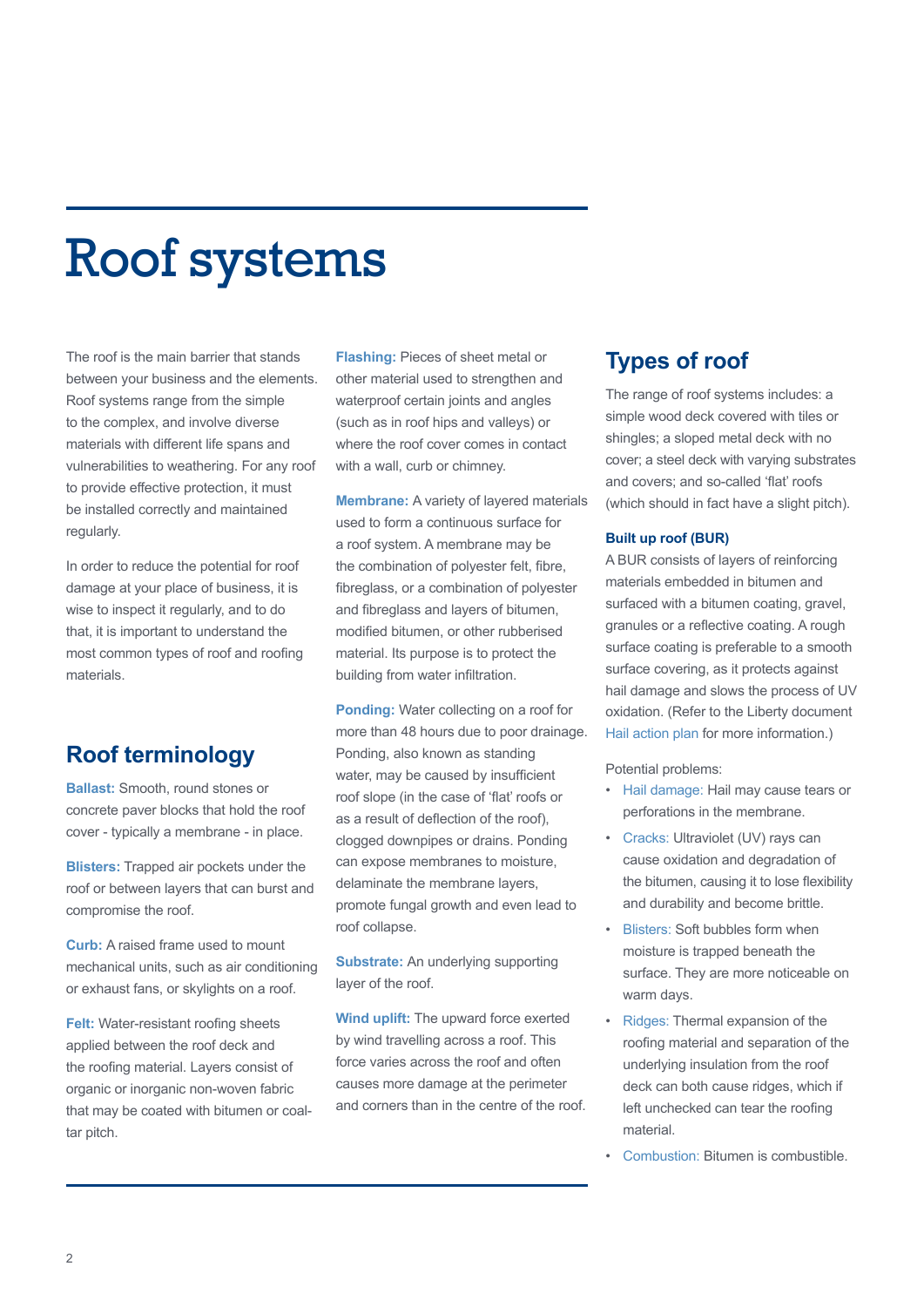# Roof systems

The roof is the main barrier that stands between your business and the elements. Roof systems range from the simple to the complex, and involve diverse materials with different life spans and vulnerabilities to weathering. For any roof to provide effective protection, it must be installed correctly and maintained regularly.

In order to reduce the potential for roof damage at your place of business, it is wise to inspect it regularly, and to do that, it is important to understand the most common types of roof and roofing materials.

## Roof terminology

**Ballast:** Smooth, round stones or concrete paver blocks that hold the roof cover - typically a membrane - in place.

**Blisters:** Trapped air pockets under the roof or between layers that can burst and compromise the roof.

**Curb:** A raised frame used to mount mechanical units, such as air conditioning or exhaust fans, or skylights on a roof.

**Felt:** Water-resistant roofing sheets applied between the roof deck and the roofing material. Layers consist of organic or inorganic non-woven fabric that may be coated with bitumen or coal-tar pitch.

**Flashing:** Pieces of sheet metal or other material used to strengthen and waterproof certain joints and angles (such as in roof hips and valleys) or where the roof cover comes in contact with a wall, curb or chimney.

**Membrane:** A variety of layered materials used to form a continuous surface for a roof system. A membrane may be the combination of polyester felt, fibre, fibreglass, or a combination of polyester and fibreglass and layers of bitumen, modified bitumen, or other rubberised material. Its purpose is to protect the building from water infiltration.

**Ponding:** Water collecting on a roof for more than 48 hours due to poor drainage. Ponding, also known as standing water, may be caused by insufficient roof slope (in the case of 'flat' roofs or as a result of deflection of the roof), clogged downpipes or drains. Ponding can expose membranes to moisture, delaminate the membrane layers, promote fungal growth and even lead to roof collapse.

**Substrate:** An underlying supporting layer of the roof.

**Wind uplift:** The upward force exerted by wind travelling across a roof. This force varies across the roof and often causes more damage at the perimeter and corners than in the centre of the roof.

## Types of roof

The range of roof systems includes: a simple wood deck covered with tiles or shingles; a sloped metal deck with no cover; a steel deck with varying substrates and covers; and so-called 'flat' roofs (which should in fact have a slight pitch).

### Built up roof (BUR)

A BUR consists of layers of reinforcing materials embedded in bitumen and surfaced with a bitumen coating, gravel, granules or a reflective coating. A rough surface coating is preferable to a smooth surface covering, as it protects against hail damage and slows the process of UV oxidation. (Refer to the Liberty document Hail action plan for more information.)

Potential problems:

- Hail damage: Hail may cause tears or perforations in the membrane.
- Cracks: Ultraviolet (UV) rays can cause oxidation and degradation of the bitumen, causing it to lose flexibility and durability and become brittle.
- Blisters: Soft bubbles form when moisture is trapped beneath the surface. They are more noticeable on warm days.
- Ridges: Thermal expansion of the roofing material and separation of the underlying insulation from the roof deck can both cause ridges, which if left unchecked can tear the roofing material.
- Combustion: Bitumen is combustible.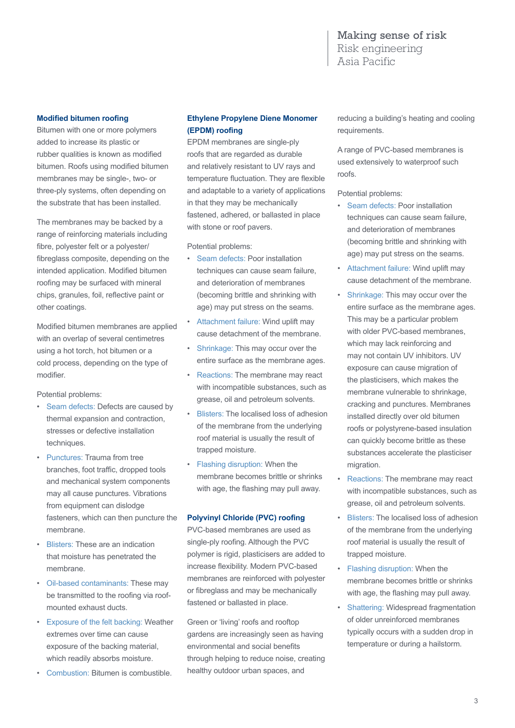### Modified bitumen roofing

Bitumen with one or more polymers added to increase its plastic or rubber qualities is known as modified bitumen. Roofs using modified bitumen membranes may be single-, two- or three-ply systems, often depending on the substrate that has been installed.

The membranes may be backed by a range of reinforcing materials including fibre, polyester felt or a polyester/fibreglass composite, depending on the intended application. Modified bitumen roofing may be surfaced with mineral chips, granules, foil, reflective paint or other coatings.

Modified bitumen membranes are applied with an overlap of several centimetres using a hot torch, hot bitumen or a cold process, depending on the type of modifier.

Potential problems:

- Seam defects: Defects are caused by thermal expansion and contraction, stresses or defective installation techniques.
- Punctures: Trauma from tree branches, foot traffic, dropped tools and mechanical system components may all cause punctures. Vibrations from equipment can dislodge fasteners, which can then puncture the membrane.
- Blisters: These are an indication that moisture has penetrated the membrane.
- Oil-based contaminants: These may be transmitted to the roofing via roof-mounted exhaust ducts.
- Exposure of the felt backing: Weather extremes over time can cause exposure of the backing material, which readily absorbs moisture.
- Combustion: Bitumen is combustible.

### Ethylene Propylene Diene Monomer (EPDM) roofing

EPDM membranes are single-ply roofs that are regarded as durable and relatively resistant to UV rays and temperature fluctuation. They are flexible and adaptable to a variety of applications in that they may be mechanically fastened, adhered, or ballasted in place with stone or roof pavers.

Potential problems:

- Seam defects: Poor installation techniques can cause seam failure, and deterioration of membranes (becoming brittle and shrinking with age) may put stress on the seams.
- Attachment failure: Wind uplift may cause detachment of the membrane.
- Shrinkage: This may occur over the entire surface as the membrane ages.
- Reactions: The membrane may react with incompatible substances, such as grease, oil and petroleum solvents.
- Blisters: The localised loss of adhesion of the membrane from the underlying roof material is usually the result of trapped moisture.
- Flashing disruption: When the membrane becomes brittle or shrinks with age, the flashing may pull away.

### Polyvinyl Chloride (PVC) roofing

PVC-based membranes are used as single-ply roofing. Although the PVC polymer is rigid, plasticisers are added to increase flexibility. Modern PVC-based membranes are reinforced with polyester or fibreglass and may be mechanically fastened or ballasted in place.

Green or 'living' roofs and rooftop gardens are increasingly seen as having environmental and social benefits through helping to reduce noise, creating healthy outdoor urban spaces, and reducing a building's heating and cooling requirements.

A range of PVC-based membranes is used extensively to waterproof such roofs.

Potential problems:

- Seam defects: Poor installation techniques can cause seam failure, and deterioration of membranes (becoming brittle and shrinking with age) may put stress on the seams.
- Attachment failure: Wind uplift may cause detachment of the membrane.
- Shrinkage: This may occur over the entire surface as the membrane ages. This may be a particular problem with older PVC-based membranes, which may lack reinforcing and may not contain UV inhibitors. UV exposure can cause migration of the plasticisers, which makes the membrane vulnerable to shrinkage, cracking and punctures. Membranes installed directly over old bitumen roofs or polystyrene-based insulation can quickly become brittle as these substances accelerate the plasticiser migration.
- Reactions: The membrane may react with incompatible substances, such as grease, oil and petroleum solvents.
- Blisters: The localised loss of adhesion of the membrane from the underlying roof material is usually the result of trapped moisture.
- Flashing disruption: When the membrane becomes brittle or shrinks with age, the flashing may pull away.
- Shattering: Widespread fragmentation of older unreinforced membranes typically occurs with a sudden drop in temperature or during a hailstorm.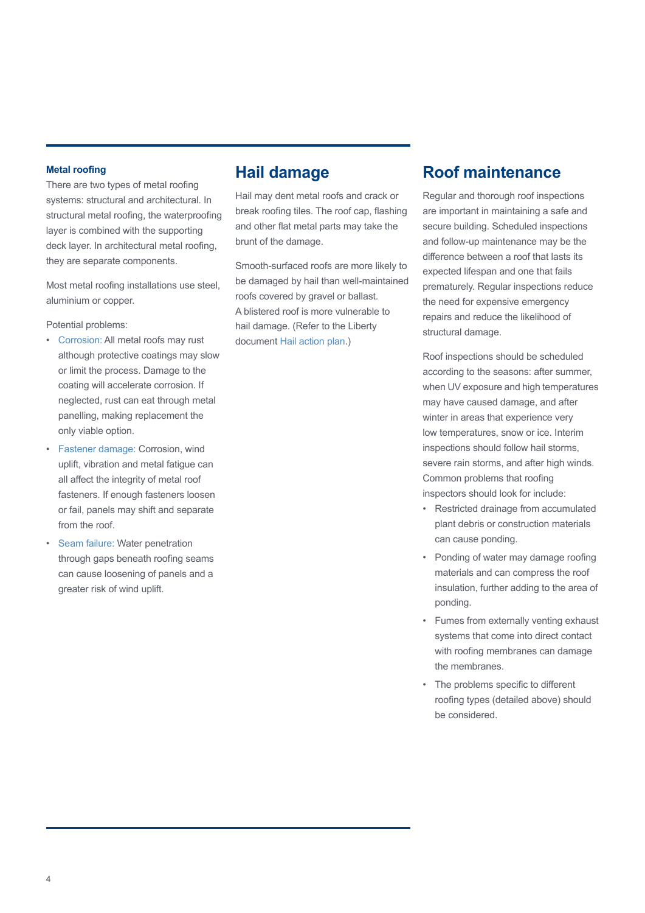### Metal roofing

There are two types of metal roofing systems: structural and architectural. In structural metal roofing, the waterproofing layer is combined with the supporting deck layer. In architectural metal roofing, they are separate components.

Most metal roofing installations use steel, aluminium or copper.

Potential problems:

- Corrosion: All metal roofs may rust although protective coatings may slow or limit the process. Damage to the coating will accelerate corrosion. If neglected, rust can eat through metal panelling, making replacement the only viable option.
- Fastener damage: Corrosion, wind uplift, vibration and metal fatigue can all affect the integrity of metal roof fasteners. If enough fasteners loosen or fail, panels may shift and separate from the roof.
- Seam failure: Water penetration through gaps beneath roofing seams can cause loosening of panels and a greater risk of wind uplift.

## Hail damage

Hail may dent metal roofs and crack or break roofing tiles. The roof cap, flashing and other flat metal parts may take the brunt of the damage.

Smooth-surfaced roofs are more likely to be damaged by hail than well-maintained roofs covered by gravel or ballast. A blistered roof is more vulnerable to hail damage. (Refer to the Liberty document Hail action plan.)

## Roof maintenance

Regular and thorough roof inspections are important in maintaining a safe and secure building. Scheduled inspections and follow-up maintenance may be the difference between a roof that lasts its expected lifespan and one that fails prematurely. Regular inspections reduce the need for expensive emergency repairs and reduce the likelihood of structural damage.

Roof inspections should be scheduled according to the seasons: after summer, when UV exposure and high temperatures may have caused damage, and after winter in areas that experience very low temperatures, snow or ice. Interim inspections should follow hail storms, severe rain storms, and after high winds. Common problems that roofing inspectors should look for include:

- Restricted drainage from accumulated plant debris or construction materials can cause ponding.
- Ponding of water may damage roofing materials and can compress the roof insulation, further adding to the area of ponding.
- Fumes from externally venting exhaust systems that come into direct contact with roofing membranes can damage the membranes.
- The problems specific to different roofing types (detailed above) should be considered.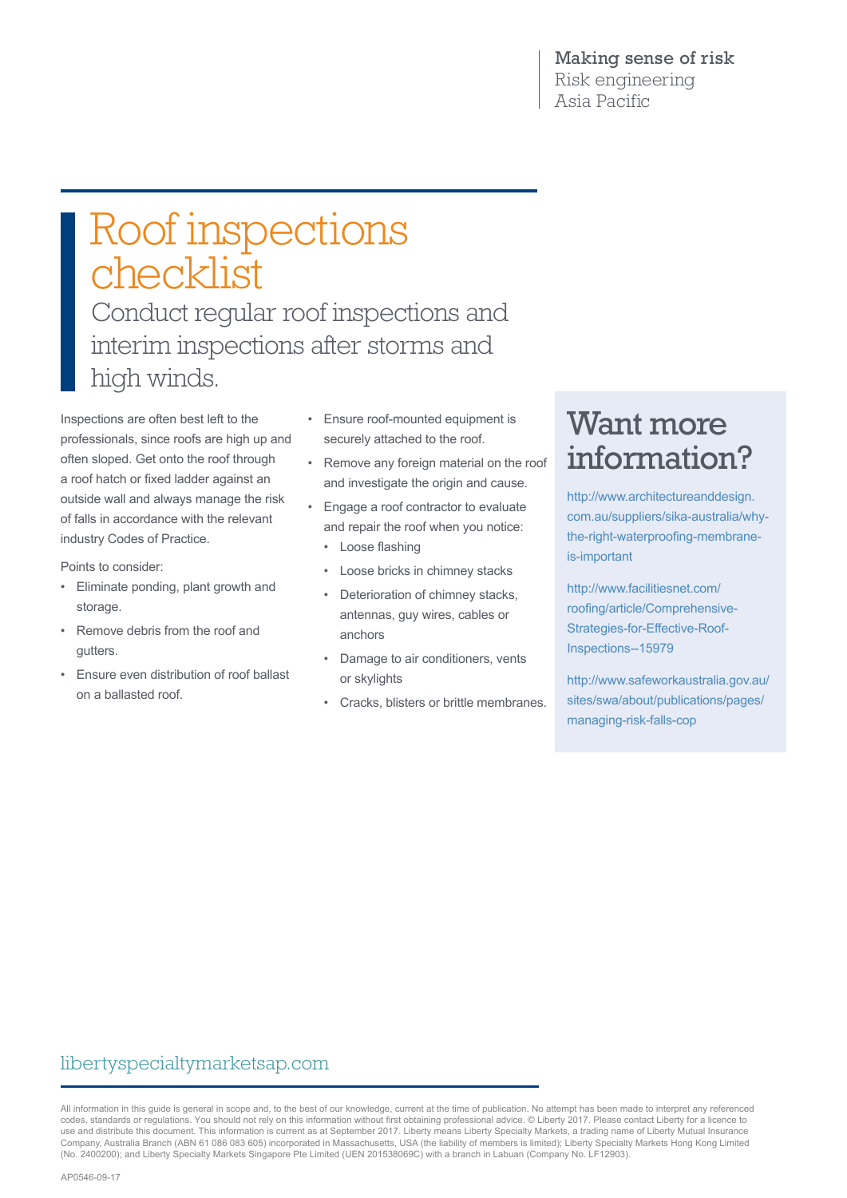Making sense of risk
Risk engineering
Asia Pacific

# Roof inspections checklist

## Conduct regular roof inspections and interim inspections after storms and high winds.

Inspections are often best left to the professionals, since roofs are high up and often sloped. Get onto the roof through a roof hatch or fixed ladder against an outside wall and always manage the risk of falls in accordance with the relevant industry Codes of Practice.

Points to consider:

- Eliminate ponding, plant growth and storage.
- Remove debris from the roof and gutters.
- Ensure even distribution of roof ballast on a ballasted roof.
- Ensure roof-mounted equipment is securely attached to the roof.
- Remove any foreign material on the roof and investigate the origin and cause.
- Engage a roof contractor to evaluate and repair the roof when you notice:
  - Loose flashing
  - Loose bricks in chimney stacks
  - Deterioration of chimney stacks, antennas, guy wires, cables or anchors
  - Damage to air conditioners, vents or skylights
  - Cracks, blisters or brittle membranes.

## Want more information?

http://www.architectureanddesign.com.au/suppliers/sika-australia/why-the-right-waterproofing-membrane-is-important

http://www.facilitiesnet.com/roofing/article/Comprehensive-Strategies-for-Effective-Roof-Inspections--15979

http://www.safeworkaustralia.gov.au/sites/swa/about/publications/pages/managing-risk-falls-cop

libertyspecialtymarketsap.com

All information in this guide is general in scope and, to the best of our knowledge, current at the time of publication. No attempt has been made to interpret any referenced codes, standards or regulations. You should not rely on this information without first obtaining professional advice. © Liberty 2017. Please contact Liberty for a licence to use and distribute this document. This information is current as at September 2017. Liberty means Liberty Specialty Markets, a trading name of Liberty Mutual Insurance Company, Australia Branch (ABN 61 086 083 605) incorporated in Massachusetts, USA (the liability of members is limited); Liberty Specialty Markets Hong Kong Limited (No. 2400200); and Liberty Specialty Markets Singapore Pte Limited (UEN 201538069C) with a branch in Labuan (Company No. LF12903).

AP0546-09-17